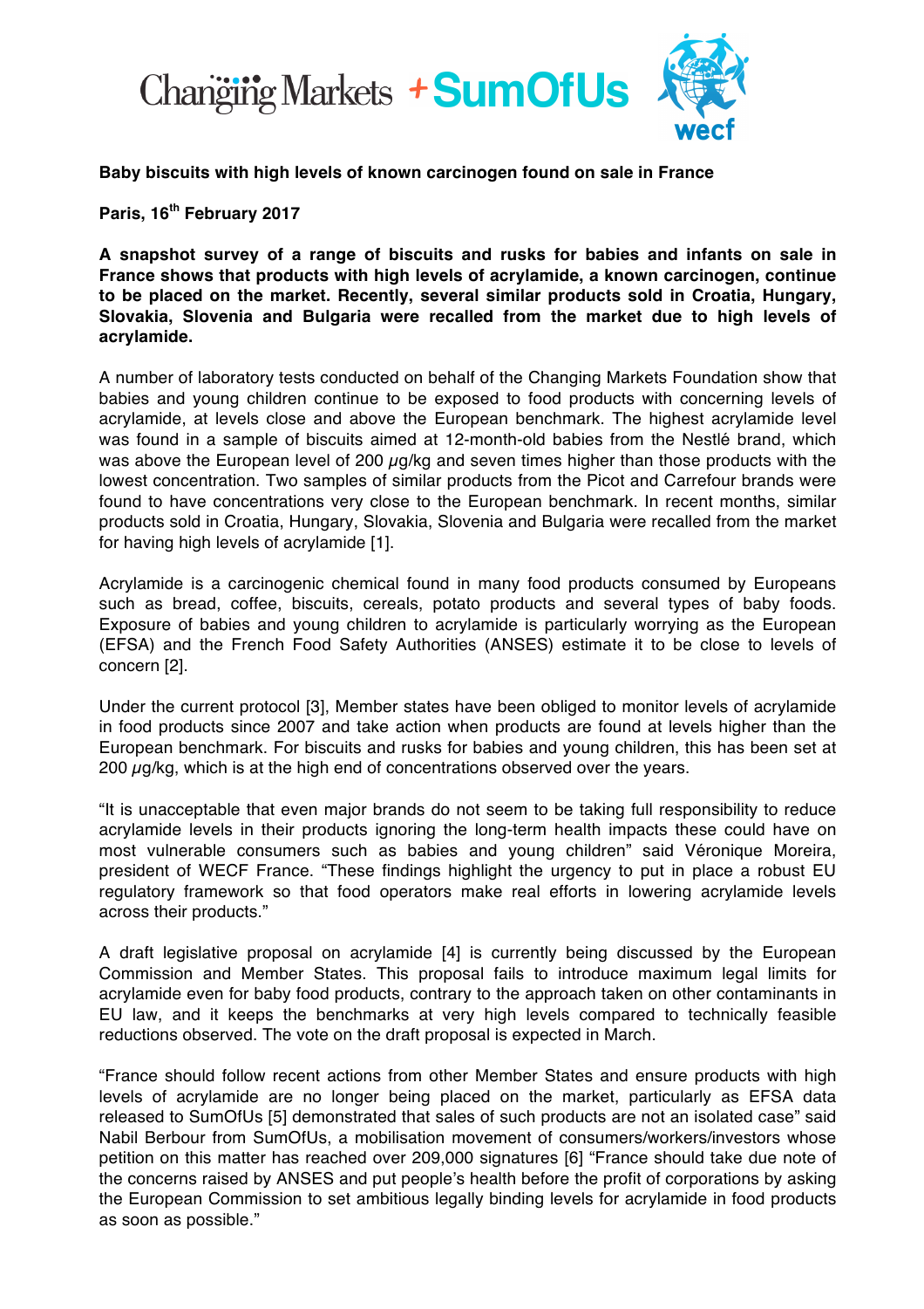Changing Markets + SumOfUs wecf

**Baby biscuits with high levels of known carcinogen found on sale in France**

**Paris, 16th February 2017**

**A snapshot survey of a range of biscuits and rusks for babies and infants on sale in France shows that products with high levels of acrylamide, a known carcinogen, continue to be placed on the market. Recently, several similar products sold in Croatia, Hungary, Slovakia, Slovenia and Bulgaria were recalled from the market due to high levels of acrylamide.**

A number of laboratory tests conducted on behalf of the Changing Markets Foundation show that babies and young children continue to be exposed to food products with concerning levels of acrylamide, at levels close and above the European benchmark. The highest acrylamide level was found in a sample of biscuits aimed at 12-month-old babies from the Nestlé brand, which was above the European level of 200 μg/kg and seven times higher than those products with the lowest concentration. Two samples of similar products from the Picot and Carrefour brands were found to have concentrations very close to the European benchmark. In recent months, similar products sold in Croatia, Hungary, Slovakia, Slovenia and Bulgaria were recalled from the market for having high levels of acrylamide [1].

Acrylamide is a carcinogenic chemical found in many food products consumed by Europeans such as bread, coffee, biscuits, cereals, potato products and several types of baby foods. Exposure of babies and young children to acrylamide is particularly worrying as the European (EFSA) and the French Food Safety Authorities (ANSES) estimate it to be close to levels of concern [2].

Under the current protocol [3], Member states have been obliged to monitor levels of acrylamide in food products since 2007 and take action when products are found at levels higher than the European benchmark. For biscuits and rusks for babies and young children, this has been set at 200 μg/kg, which is at the high end of concentrations observed over the years.

"It is unacceptable that even major brands do not seem to be taking full responsibility to reduce acrylamide levels in their products ignoring the long-term health impacts these could have on most vulnerable consumers such as babies and young children" said Véronique Moreira, president of WECF France. "These findings highlight the urgency to put in place a robust EU regulatory framework so that food operators make real efforts in lowering acrylamide levels across their products."

A draft legislative proposal on acrylamide [4] is currently being discussed by the European Commission and Member States. This proposal fails to introduce maximum legal limits for acrylamide even for baby food products, contrary to the approach taken on other contaminants in EU law, and it keeps the benchmarks at very high levels compared to technically feasible reductions observed. The vote on the draft proposal is expected in March.

"France should follow recent actions from other Member States and ensure products with high levels of acrylamide are no longer being placed on the market, particularly as EFSA data released to SumOfUs [5] demonstrated that sales of such products are not an isolated case" said Nabil Berbour from SumOfUs, a mobilisation movement of consumers/workers/investors whose petition on this matter has reached over 209,000 signatures [6] "France should take due note of the concerns raised by ANSES and put people's health before the profit of corporations by asking the European Commission to set ambitious legally binding levels for acrylamide in food products as soon as possible."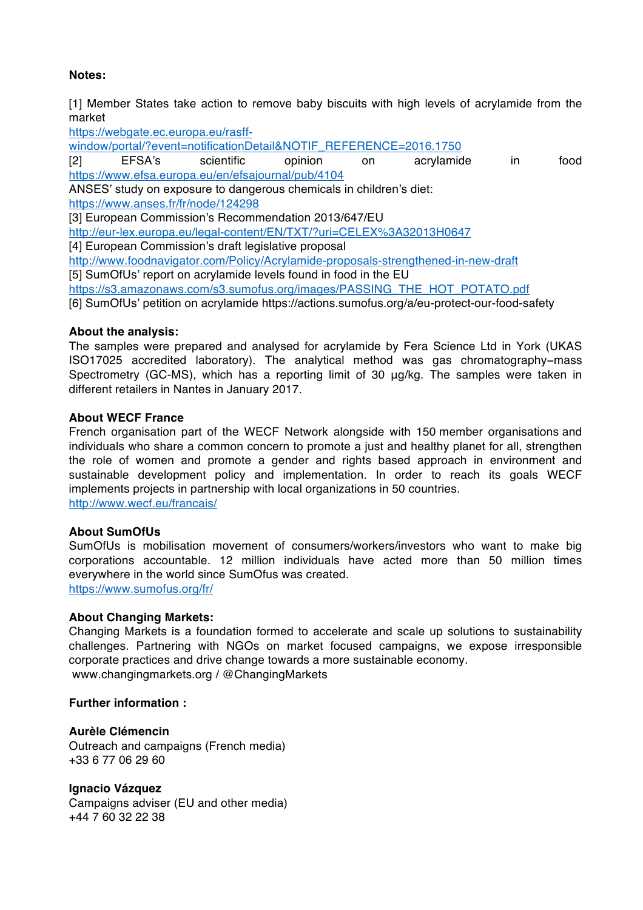**Notes:**

[1] Member States take action to remove baby biscuits with high levels of acrylamide from the market
https://webgate.ec.europa.eu/rasff-window/portal/?event=notificationDetail&NOTIF_REFERENCE=2016.1750
[2] EFSA's scientific opinion on acrylamide in food
https://www.efsa.europa.eu/en/efsajournal/pub/4104
ANSES' study on exposure to dangerous chemicals in children's diet:
https://www.anses.fr/fr/node/124298
[3] European Commission's Recommendation 2013/647/EU
http://eur-lex.europa.eu/legal-content/EN/TXT/?uri=CELEX%3A32013H0647
[4] European Commission's draft legislative proposal
http://www.foodnavigator.com/Policy/Acrylamide-proposals-strengthened-in-new-draft
[5] SumOfUs' report on acrylamide levels found in food in the EU
https://s3.amazonaws.com/s3.sumofus.org/images/PASSING_THE_HOT_POTATO.pdf
[6] SumOfUs' petition on acrylamide https://actions.sumofus.org/a/eu-protect-our-food-safety

**About the analysis:**

The samples were prepared and analysed for acrylamide by Fera Science Ltd in York (UKAS ISO17025 accredited laboratory). The analytical method was gas chromatography–mass Spectrometry (GC-MS), which has a reporting limit of 30 µg/kg. The samples were taken in different retailers in Nantes in January 2017.

**About WECF France**

French organisation part of the WECF Network alongside with 150 member organisations and individuals who share a common concern to promote a just and healthy planet for all, strengthen the role of women and promote a gender and rights based approach in environment and sustainable development policy and implementation. In order to reach its goals WECF implements projects in partnership with local organizations in 50 countries.
http://www.wecf.eu/francais/

**About SumOfUs**

SumOfUs is mobilisation movement of consumers/workers/investors who want to make big corporations accountable. 12 million individuals have acted more than 50 million times everywhere in the world since SumOfus was created.
https://www.sumofus.org/fr/

**About Changing Markets:**

Changing Markets is a foundation formed to accelerate and scale up solutions to sustainability challenges. Partnering with NGOs on market focused campaigns, we expose irresponsible corporate practices and drive change towards a more sustainable economy.
www.changingmarkets.org / @ChangingMarkets

**Further information :**

**Aurèle Clémencin**
Outreach and campaigns (French media)
+33 6 77 06 29 60

**Ignacio Vázquez**
Campaigns adviser (EU and other media)
+44 7 60 32 22 38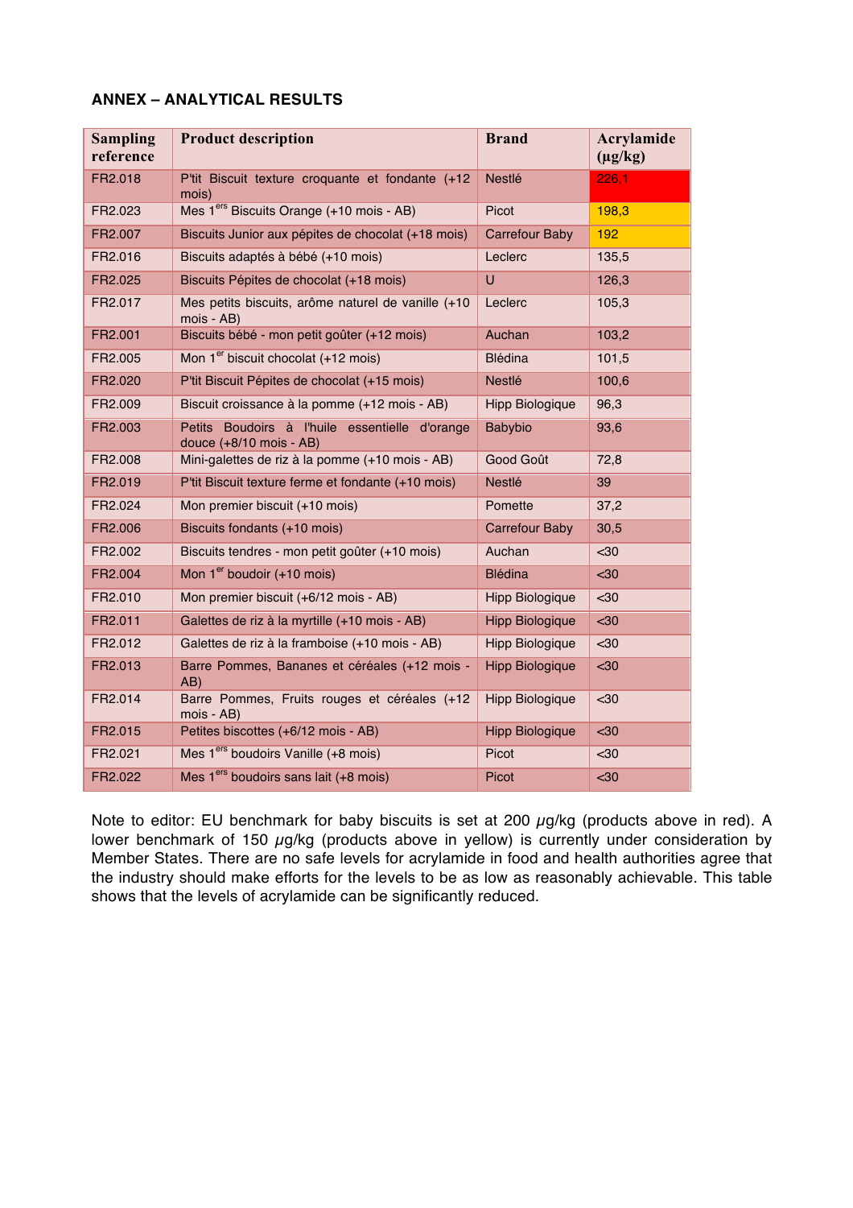**ANNEX – ANALYTICAL RESULTS**

| Sampling reference | Product description | Brand | Acrylamide (µg/kg) |
|---|---|---|---|
| FR2.018 | P'tit Biscuit texture croquante et fondante (+12 mois) | Nestlé | 226,1 |
| FR2.023 | Mes 1[ers] Biscuits Orange (+10 mois - AB) | Picot | 198,3 |
| FR2.007 | Biscuits Junior aux pépites de chocolat (+18 mois) | Carrefour Baby | 192 |
| FR2.016 | Biscuits adaptés à bébé (+10 mois) | Leclerc | 135,5 |
| FR2.025 | Biscuits Pépites de chocolat (+18 mois) | U | 126,3 |
| FR2.017 | Mes petits biscuits, arôme naturel de vanille (+10 mois - AB) | Leclerc | 105,3 |
| FR2.001 | Biscuits bébé - mon petit goûter (+12 mois) | Auchan | 103,2 |
| FR2.005 | Mon 1[er] biscuit chocolat (+12 mois) | Blédina | 101,5 |
| FR2.020 | P'tit Biscuit Pépites de chocolat (+15 mois) | Nestlé | 100,6 |
| FR2.009 | Biscuit croissance à la pomme (+12 mois - AB) | Hipp Biologique | 96,3 |
| FR2.003 | Petits Boudoirs à l'huile essentielle d'orange douce (+8/10 mois - AB) | Babybio | 93,6 |
| FR2.008 | Mini-galettes de riz à la pomme (+10 mois - AB) | Good Goût | 72,8 |
| FR2.019 | P'tit Biscuit texture ferme et fondante (+10 mois) | Nestlé | 39 |
| FR2.024 | Mon premier biscuit (+10 mois) | Pomette | 37,2 |
| FR2.006 | Biscuits fondants (+10 mois) | Carrefour Baby | 30,5 |
| FR2.002 | Biscuits tendres - mon petit goûter (+10 mois) | Auchan | <30 |
| FR2.004 | Mon 1[er] boudoir (+10 mois) | Blédina | <30 |
| FR2.010 | Mon premier biscuit (+6/12 mois - AB) | Hipp Biologique | <30 |
| FR2.011 | Galettes de riz à la myrtille (+10 mois - AB) | Hipp Biologique | <30 |
| FR2.012 | Galettes de riz à la framboise (+10 mois - AB) | Hipp Biologique | <30 |
| FR2.013 | Barre Pommes, Bananes et céréales (+12 mois - AB) | Hipp Biologique | <30 |
| FR2.014 | Barre Pommes, Fruits rouges et céréales (+12 mois - AB) | Hipp Biologique | <30 |
| FR2.015 | Petites biscottes (+6/12 mois - AB) | Hipp Biologique | <30 |
| FR2.021 | Mes 1[ers] boudoirs Vanille (+8 mois) | Picot | <30 |
| FR2.022 | Mes 1[ers] boudoirs sans lait (+8 mois) | Picot | <30 |

Note to editor: EU benchmark for baby biscuits is set at 200 µg/kg (products above in red). A lower benchmark of 150 µg/kg (products above in yellow) is currently under consideration by Member States. There are no safe levels for acrylamide in food and health authorities agree that the industry should make efforts for the levels to be as low as reasonably achievable. This table shows that the levels of acrylamide can be significantly reduced.